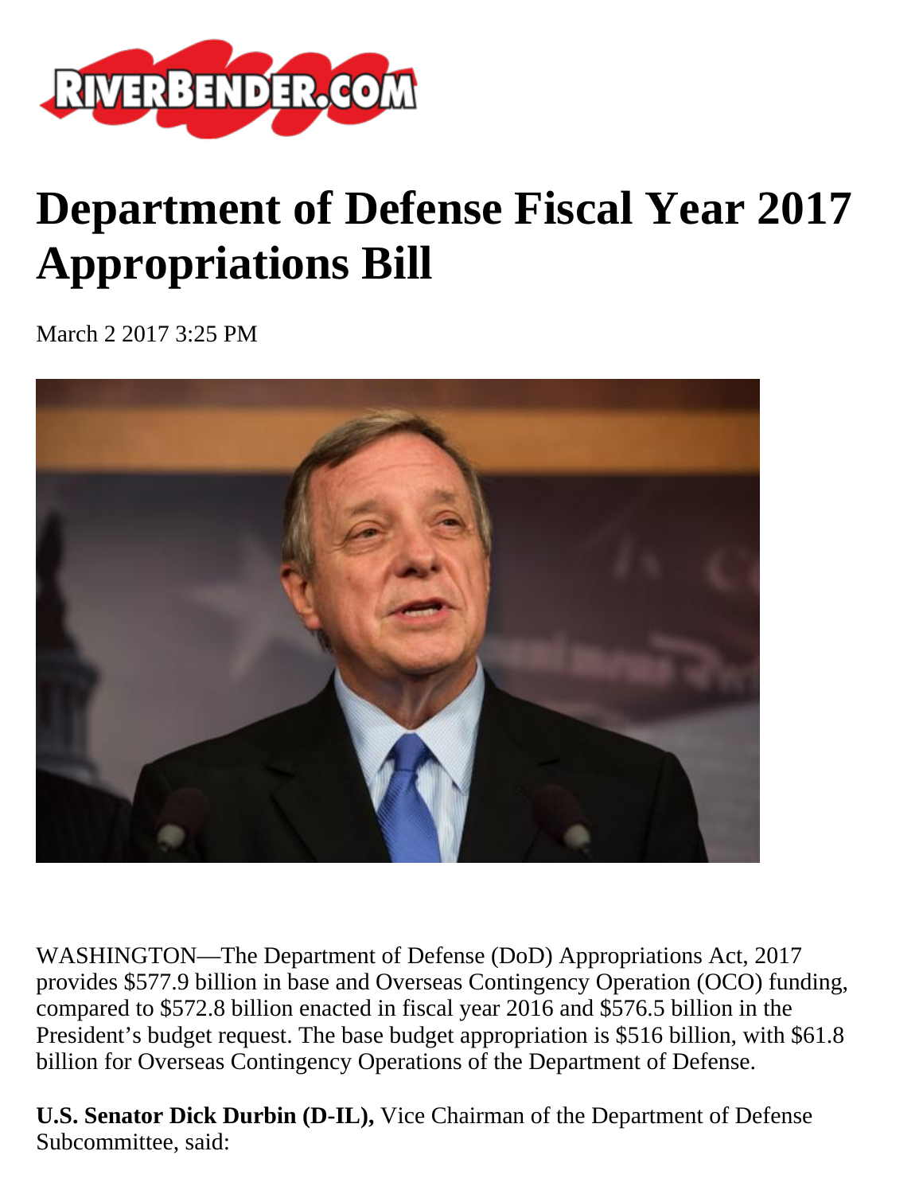RIVERBENDER.COM

# Department of Defense Fiscal Year 2017 Appropriations Bill

March 2 2017 3:25 PM

WASHINGTON—The Department of Defense (DoD) Appropriations Act, 2017 provides $577.9 billion in base and Overseas Contingency Operation (OCO) funding, compared to $572.8 billion enacted in fiscal year 2016 and $576.5 billion in the President's budget request. The base budget appropriation is $516 billion, with $61.8 billion for Overseas Contingency Operations of the Department of Defense.

**U.S. Senator Dick Durbin (D-IL),** Vice Chairman of the Department of Defense Subcommittee, said: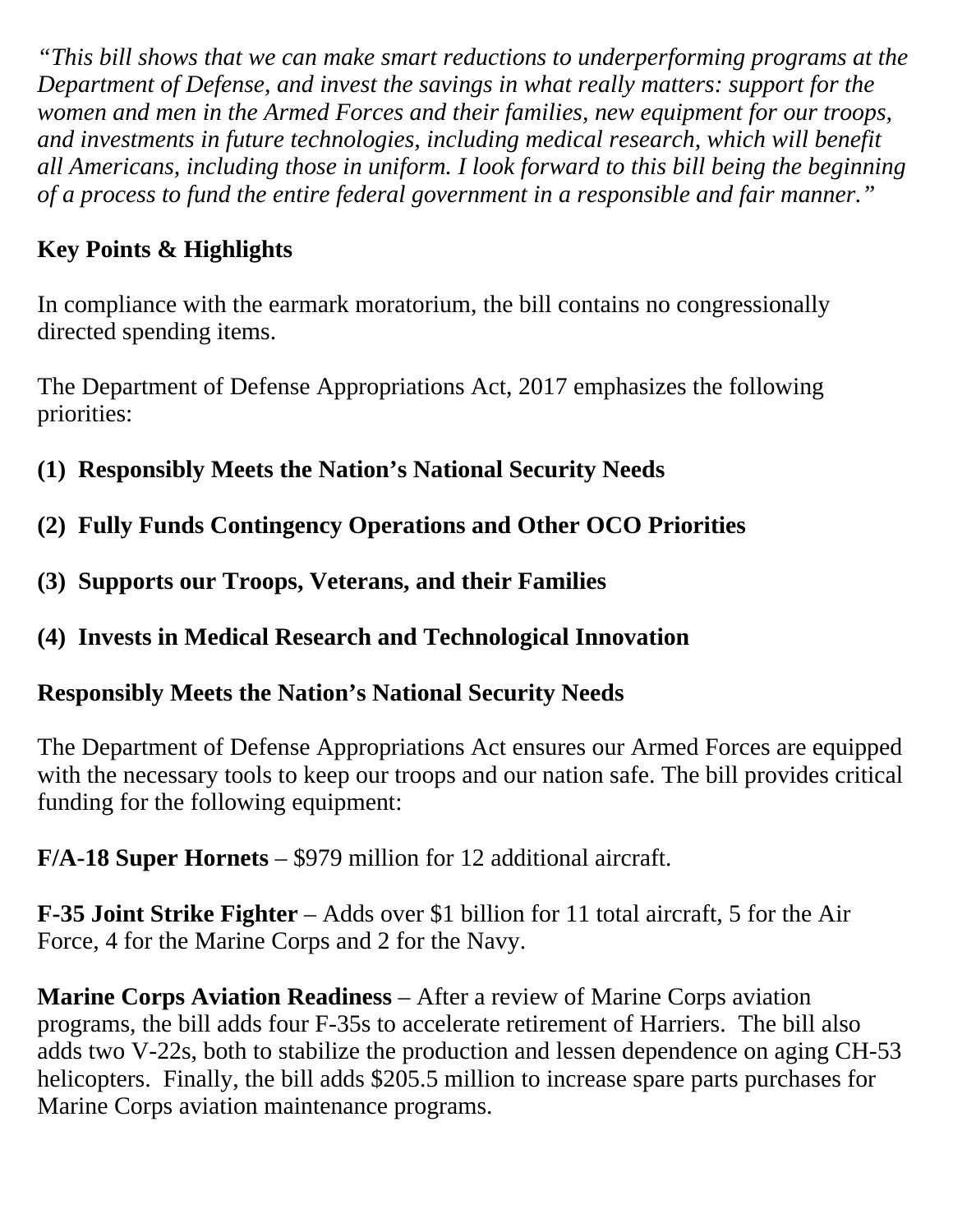*"This bill shows that we can make smart reductions to underperforming programs at the Department of Defense, and invest the savings in what really matters: support for the women and men in the Armed Forces and their families, new equipment for our troops, and investments in future technologies, including medical research, which will benefit all Americans, including those in uniform. I look forward to this bill being the beginning of a process to fund the entire federal government in a responsible and fair manner."*

## Key Points & Highlights

In compliance with the earmark moratorium, the bill contains no congressionally directed spending items.

The Department of Defense Appropriations Act, 2017 emphasizes the following priorities:

**(1) Responsibly Meets the Nation's National Security Needs**

**(2) Fully Funds Contingency Operations and Other OCO Priorities**

**(3) Supports our Troops, Veterans, and their Families**

**(4) Invests in Medical Research and Technological Innovation**

## Responsibly Meets the Nation's National Security Needs

The Department of Defense Appropriations Act ensures our Armed Forces are equipped with the necessary tools to keep our troops and our nation safe. The bill provides critical funding for the following equipment:

**F/A-18 Super Hornets** – $979 million for 12 additional aircraft.

**F-35 Joint Strike Fighter** – Adds over $1 billion for 11 total aircraft, 5 for the Air Force, 4 for the Marine Corps and 2 for the Navy.

**Marine Corps Aviation Readiness** – After a review of Marine Corps aviation programs, the bill adds four F-35s to accelerate retirement of Harriers. The bill also adds two V-22s, both to stabilize the production and lessen dependence on aging CH-53 helicopters. Finally, the bill adds $205.5 million to increase spare parts purchases for Marine Corps aviation maintenance programs.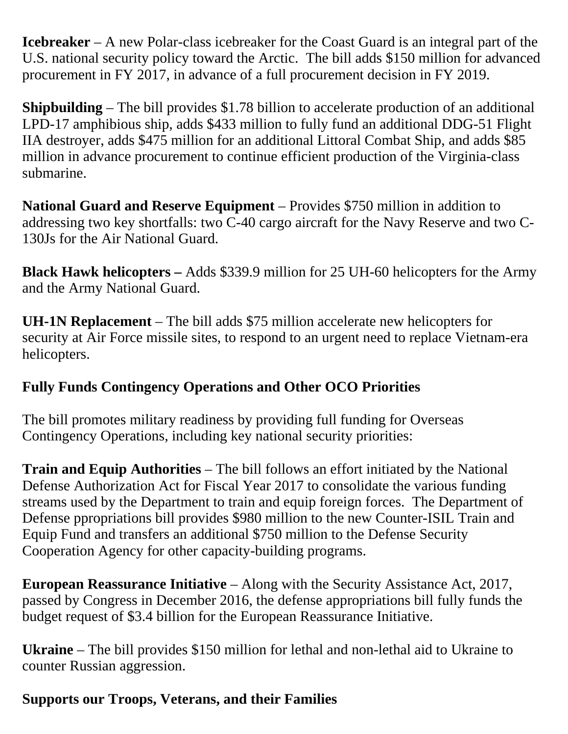**Icebreaker** – A new Polar-class icebreaker for the Coast Guard is an integral part of the U.S. national security policy toward the Arctic.  The bill adds $150 million for advanced procurement in FY 2017, in advance of a full procurement decision in FY 2019.

**Shipbuilding** – The bill provides $1.78 billion to accelerate production of an additional LPD-17 amphibious ship, adds $433 million to fully fund an additional DDG-51 Flight IIA destroyer, adds $475 million for an additional Littoral Combat Ship, and adds $85 million in advance procurement to continue efficient production of the Virginia-class submarine.

**National Guard and Reserve Equipment** – Provides $750 million in addition to addressing two key shortfalls: two C-40 cargo aircraft for the Navy Reserve and two C-130Js for the Air National Guard.

**Black Hawk helicopters –** Adds $339.9 million for 25 UH-60 helicopters for the Army and the Army National Guard.

**UH-1N Replacement** – The bill adds $75 million accelerate new helicopters for security at Air Force missile sites, to respond to an urgent need to replace Vietnam-era helicopters.

## Fully Funds Contingency Operations and Other OCO Priorities

The bill promotes military readiness by providing full funding for Overseas Contingency Operations, including key national security priorities:

**Train and Equip Authorities** – The bill follows an effort initiated by the National Defense Authorization Act for Fiscal Year 2017 to consolidate the various funding streams used by the Department to train and equip foreign forces.  The Department of Defense ppropriations bill provides $980 million to the new Counter-ISIL Train and Equip Fund and transfers an additional $750 million to the Defense Security Cooperation Agency for other capacity-building programs.

**European Reassurance Initiative** – Along with the Security Assistance Act, 2017, passed by Congress in December 2016, the defense appropriations bill fully funds the budget request of $3.4 billion for the European Reassurance Initiative.

**Ukraine** – The bill provides $150 million for lethal and non-lethal aid to Ukraine to counter Russian aggression.

## Supports our Troops, Veterans, and their Families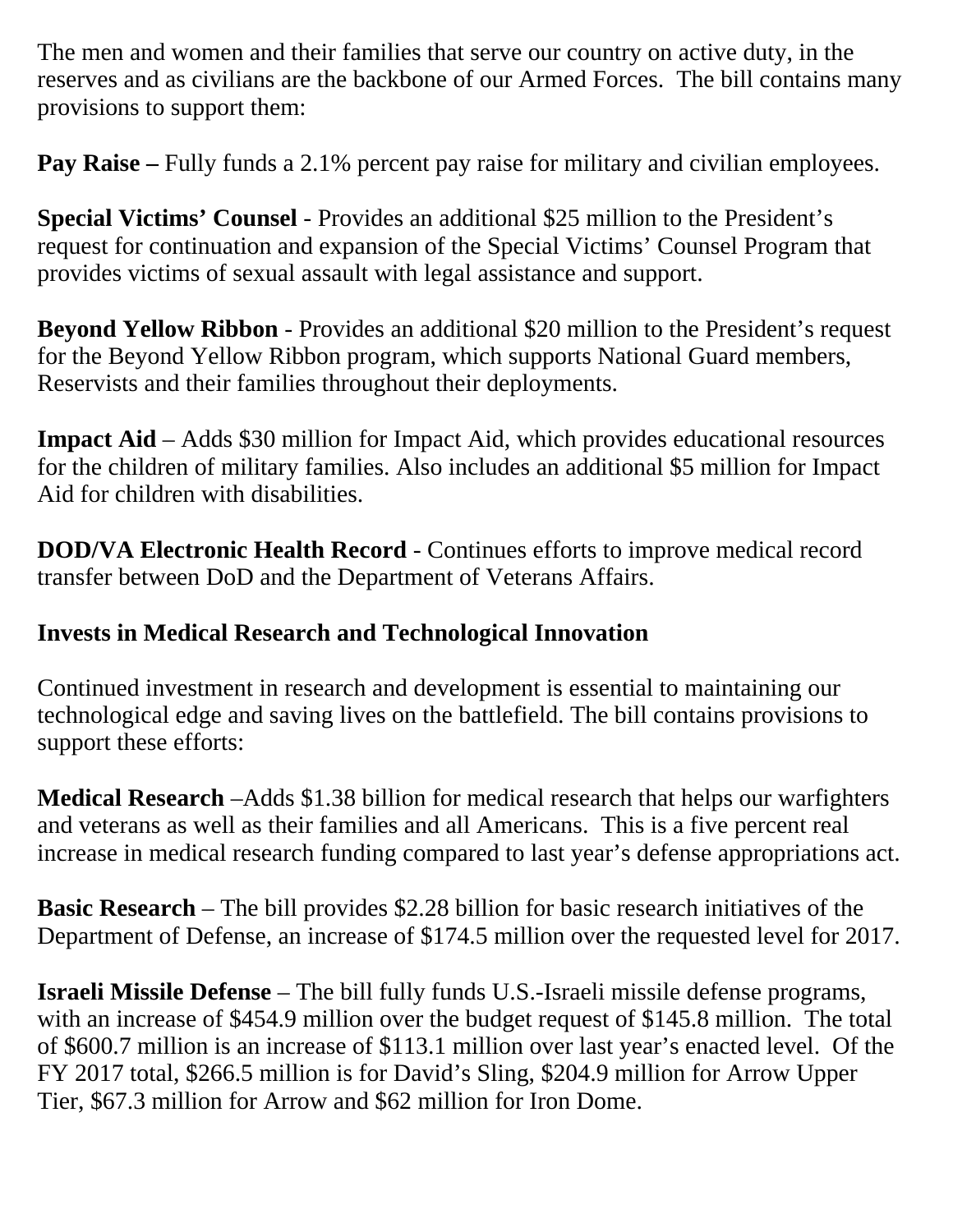The men and women and their families that serve our country on active duty, in the reserves and as civilians are the backbone of our Armed Forces. The bill contains many provisions to support them:

**Pay Raise –** Fully funds a 2.1% percent pay raise for military and civilian employees.

**Special Victims' Counsel** - Provides an additional $25 million to the President's request for continuation and expansion of the Special Victims' Counsel Program that provides victims of sexual assault with legal assistance and support.

**Beyond Yellow Ribbon** - Provides an additional $20 million to the President's request for the Beyond Yellow Ribbon program, which supports National Guard members, Reservists and their families throughout their deployments.

**Impact Aid** – Adds $30 million for Impact Aid, which provides educational resources for the children of military families. Also includes an additional $5 million for Impact Aid for children with disabilities.

**DOD/VA Electronic Health Record** - Continues efforts to improve medical record transfer between DoD and the Department of Veterans Affairs.

**Invests in Medical Research and Technological Innovation**

Continued investment in research and development is essential to maintaining our technological edge and saving lives on the battlefield. The bill contains provisions to support these efforts:

**Medical Research** –Adds $1.38 billion for medical research that helps our warfighters and veterans as well as their families and all Americans. This is a five percent real increase in medical research funding compared to last year's defense appropriations act.

**Basic Research** – The bill provides $2.28 billion for basic research initiatives of the Department of Defense, an increase of $174.5 million over the requested level for 2017.

**Israeli Missile Defense** – The bill fully funds U.S.-Israeli missile defense programs, with an increase of $454.9 million over the budget request of $145.8 million. The total of $600.7 million is an increase of $113.1 million over last year's enacted level. Of the FY 2017 total, $266.5 million is for David's Sling, $204.9 million for Arrow Upper Tier, $67.3 million for Arrow and $62 million for Iron Dome.